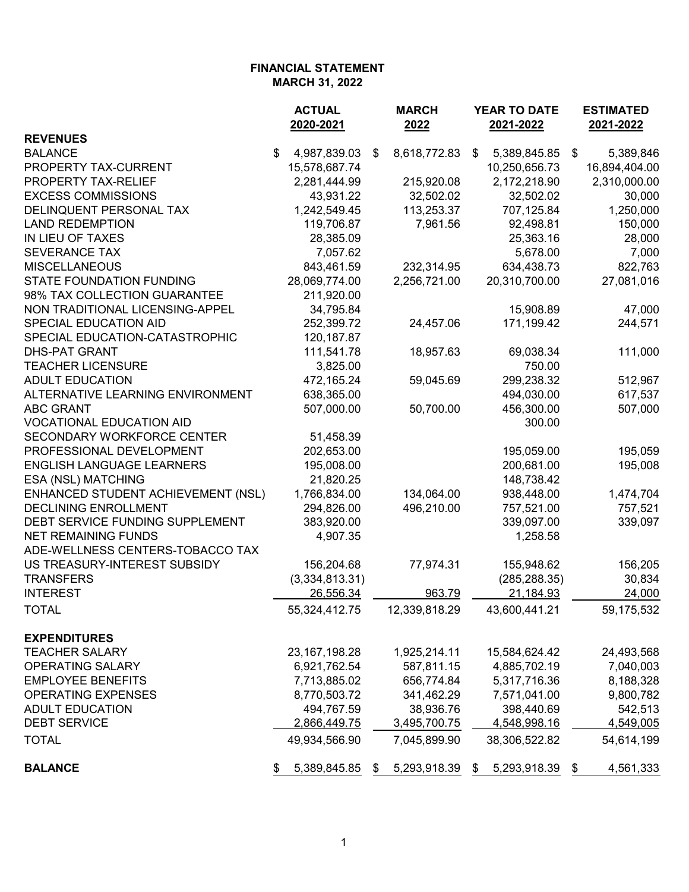**FINANCIAL STATEMENT**
**MARCH 31, 2022**

| | ACTUAL 2020-2021 | MARCH 2022 | YEAR TO DATE 2021-2022 | ESTIMATED 2021-2022 |
|---|---|---|---|---|
| **REVENUES** | | | | |
| BALANCE | $ 4,987,839.03 | $ 8,618,772.83 | $ 5,389,845.85 | $ 5,389,846 |
| PROPERTY TAX-CURRENT | 15,578,687.74 | | 10,250,656.73 | 16,894,404.00 |
| PROPERTY TAX-RELIEF | 2,281,444.99 | 215,920.08 | 2,172,218.90 | 2,310,000.00 |
| EXCESS COMMISSIONS | 43,931.22 | 32,502.02 | 32,502.02 | 30,000 |
| DELINQUENT PERSONAL TAX | 1,242,549.45 | 113,253.37 | 707,125.84 | 1,250,000 |
| LAND REDEMPTION | 119,706.87 | 7,961.56 | 92,498.81 | 150,000 |
| IN LIEU OF TAXES | 28,385.09 | | 25,363.16 | 28,000 |
| SEVERANCE TAX | 7,057.62 | | 5,678.00 | 7,000 |
| MISCELLANEOUS | 843,461.59 | 232,314.95 | 634,438.73 | 822,763 |
| STATE FOUNDATION FUNDING | 28,069,774.00 | 2,256,721.00 | 20,310,700.00 | 27,081,016 |
| 98% TAX COLLECTION GUARANTEE | 211,920.00 | | | |
| NON TRADITIONAL LICENSING-APPEL | 34,795.84 | | 15,908.89 | 47,000 |
| SPECIAL EDUCATION AID | 252,399.72 | 24,457.06 | 171,199.42 | 244,571 |
| SPECIAL EDUCATION-CATASTROPHIC | 120,187.87 | | | |
| DHS-PAT GRANT | 111,541.78 | 18,957.63 | 69,038.34 | 111,000 |
| TEACHER LICENSURE | 3,825.00 | | 750.00 | |
| ADULT EDUCATION | 472,165.24 | 59,045.69 | 299,238.32 | 512,967 |
| ALTERNATIVE LEARNING ENVIRONMENT | 638,365.00 | | 494,030.00 | 617,537 |
| ABC GRANT | 507,000.00 | 50,700.00 | 456,300.00 | 507,000 |
| VOCATIONAL EDUCATION AID | | | 300.00 | |
| SECONDARY WORKFORCE CENTER | 51,458.39 | | | |
| PROFESSIONAL DEVELOPMENT | 202,653.00 | | 195,059.00 | 195,059 |
| ENGLISH LANGUAGE LEARNERS | 195,008.00 | | 200,681.00 | 195,008 |
| ESA (NSL) MATCHING | 21,820.25 | | 148,738.42 | |
| ENHANCED STUDENT ACHIEVEMENT (NSL) | 1,766,834.00 | 134,064.00 | 938,448.00 | 1,474,704 |
| DECLINING ENROLLMENT | 294,826.00 | 496,210.00 | 757,521.00 | 757,521 |
| DEBT SERVICE FUNDING SUPPLEMENT | 383,920.00 | | 339,097.00 | 339,097 |
| NET REMAINING FUNDS | 4,907.35 | | 1,258.58 | |
| ADE-WELLNESS CENTERS-TOBACCO TAX | | | | |
| US TREASURY-INTEREST SUBSIDY | 156,204.68 | 77,974.31 | 155,948.62 | 156,205 |
| TRANSFERS | (3,334,813.31) | | (285,288.35) | 30,834 |
| INTEREST | 26,556.34 | 963.79 | 21,184.93 | 24,000 |
| TOTAL | 55,324,412.75 | 12,339,818.29 | 43,600,441.21 | 59,175,532 |
| **EXPENDITURES** | | | | |
| TEACHER SALARY | 23,167,198.28 | 1,925,214.11 | 15,584,624.42 | 24,493,568 |
| OPERATING SALARY | 6,921,762.54 | 587,811.15 | 4,885,702.19 | 7,040,003 |
| EMPLOYEE BENEFITS | 7,713,885.02 | 656,774.84 | 5,317,716.36 | 8,188,328 |
| OPERATING EXPENSES | 8,770,503.72 | 341,462.29 | 7,571,041.00 | 9,800,782 |
| ADULT EDUCATION | 494,767.59 | 38,936.76 | 398,440.69 | 542,513 |
| DEBT SERVICE | 2,866,449.75 | 3,495,700.75 | 4,548,998.16 | 4,549,005 |
| TOTAL | 49,934,566.90 | 7,045,899.90 | 38,306,522.82 | 54,614,199 |
| **BALANCE** | $ 5,389,845.85 | $ 5,293,918.39 | $ 5,293,918.39 | $ 4,561,333 |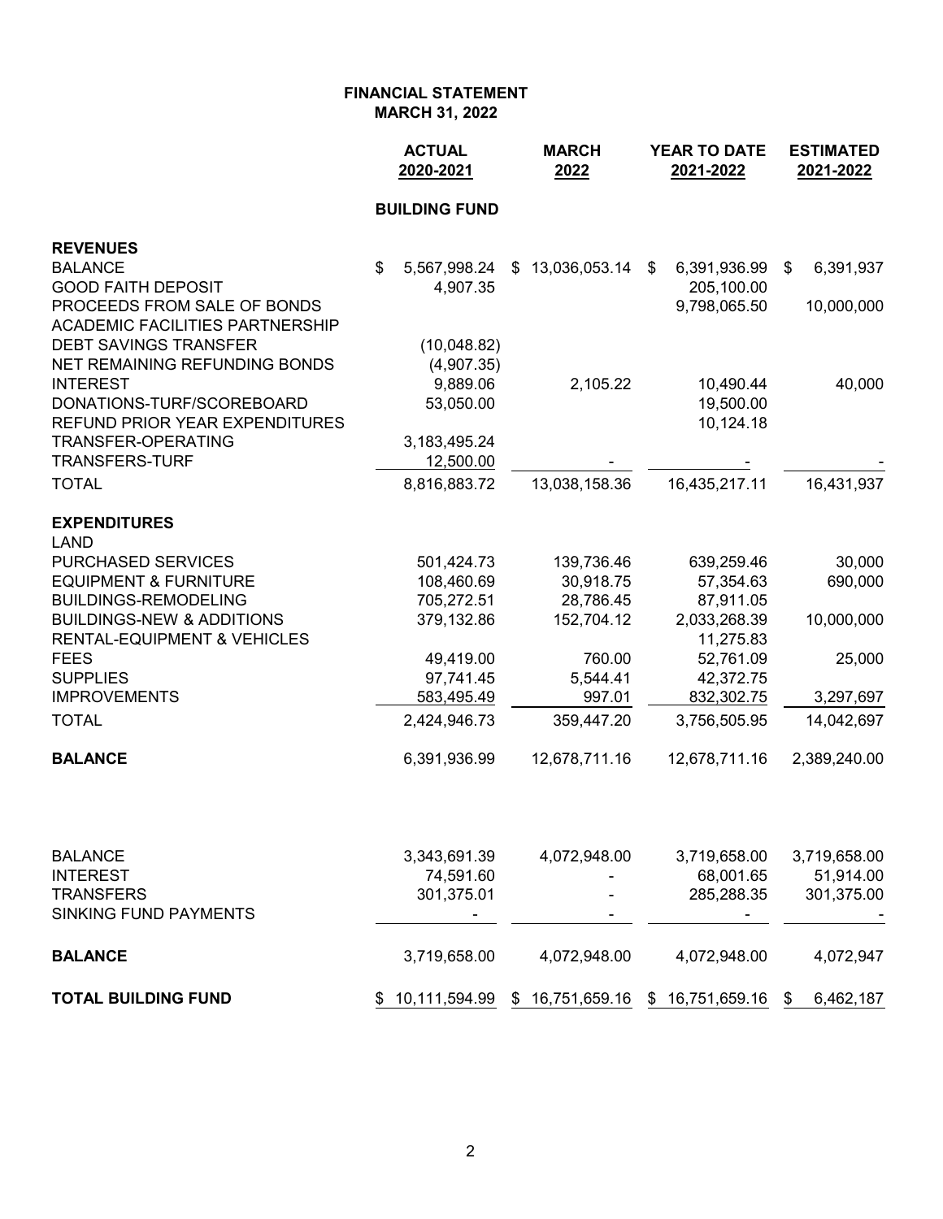**FINANCIAL STATEMENT**
**MARCH 31, 2022**

| | ACTUAL 2020-2021 | MARCH 2022 | YEAR TO DATE 2021-2022 | ESTIMATED 2021-2022 |
|---|---|---|---|---|
| | **BUILDING FUND** | | | |
| **REVENUES** | | | | |
| BALANCE | $ 5,567,998.24 | $ 13,036,053.14 | $ 6,391,936.99 | $ 6,391,937 |
| GOOD FAITH DEPOSIT | 4,907.35 | | 205,100.00 | |
| PROCEEDS FROM SALE OF BONDS | | | 9,798,065.50 | 10,000,000 |
| ACADEMIC FACILITIES PARTNERSHIP | | | | |
| DEBT SAVINGS TRANSFER | (10,048.82) | | | |
| NET REMAINING REFUNDING BONDS | (4,907.35) | | | |
| INTEREST | 9,889.06 | 2,105.22 | 10,490.44 | 40,000 |
| DONATIONS-TURF/SCOREBOARD | 53,050.00 | | 19,500.00 | |
| REFUND PRIOR YEAR EXPENDITURES | | | 10,124.18 | |
| TRANSFER-OPERATING | 3,183,495.24 | | | |
| TRANSFERS-TURF | 12,500.00 | - | - | - |
| TOTAL | 8,816,883.72 | 13,038,158.36 | 16,435,217.11 | 16,431,937 |
| **EXPENDITURES** | | | | |
| LAND | | | | |
| PURCHASED SERVICES | 501,424.73 | 139,736.46 | 639,259.46 | 30,000 |
| EQUIPMENT & FURNITURE | 108,460.69 | 30,918.75 | 57,354.63 | 690,000 |
| BUILDINGS-REMODELING | 705,272.51 | 28,786.45 | 87,911.05 | |
| BUILDINGS-NEW & ADDITIONS | 379,132.86 | 152,704.12 | 2,033,268.39 | 10,000,000 |
| RENTAL-EQUIPMENT & VEHICLES | | | 11,275.83 | |
| FEES | 49,419.00 | 760.00 | 52,761.09 | 25,000 |
| SUPPLIES | 97,741.45 | 5,544.41 | 42,372.75 | |
| IMPROVEMENTS | 583,495.49 | 997.01 | 832,302.75 | 3,297,697 |
| TOTAL | 2,424,946.73 | 359,447.20 | 3,756,505.95 | 14,042,697 |
| **BALANCE** | 6,391,936.99 | 12,678,711.16 | 12,678,711.16 | 2,389,240.00 |
| | | | | |
| BALANCE | 3,343,691.39 | 4,072,948.00 | 3,719,658.00 | 3,719,658.00 |
| INTEREST | 74,591.60 | - | 68,001.65 | 51,914.00 |
| TRANSFERS | 301,375.01 | - | 285,288.35 | 301,375.00 |
| SINKING FUND PAYMENTS | - | - | - | - |
| **BALANCE** | 3,719,658.00 | 4,072,948.00 | 4,072,948.00 | 4,072,947 |
| **TOTAL BUILDING FUND** | $ 10,111,594.99 | $ 16,751,659.16 | $ 16,751,659.16 | $ 6,462,187 |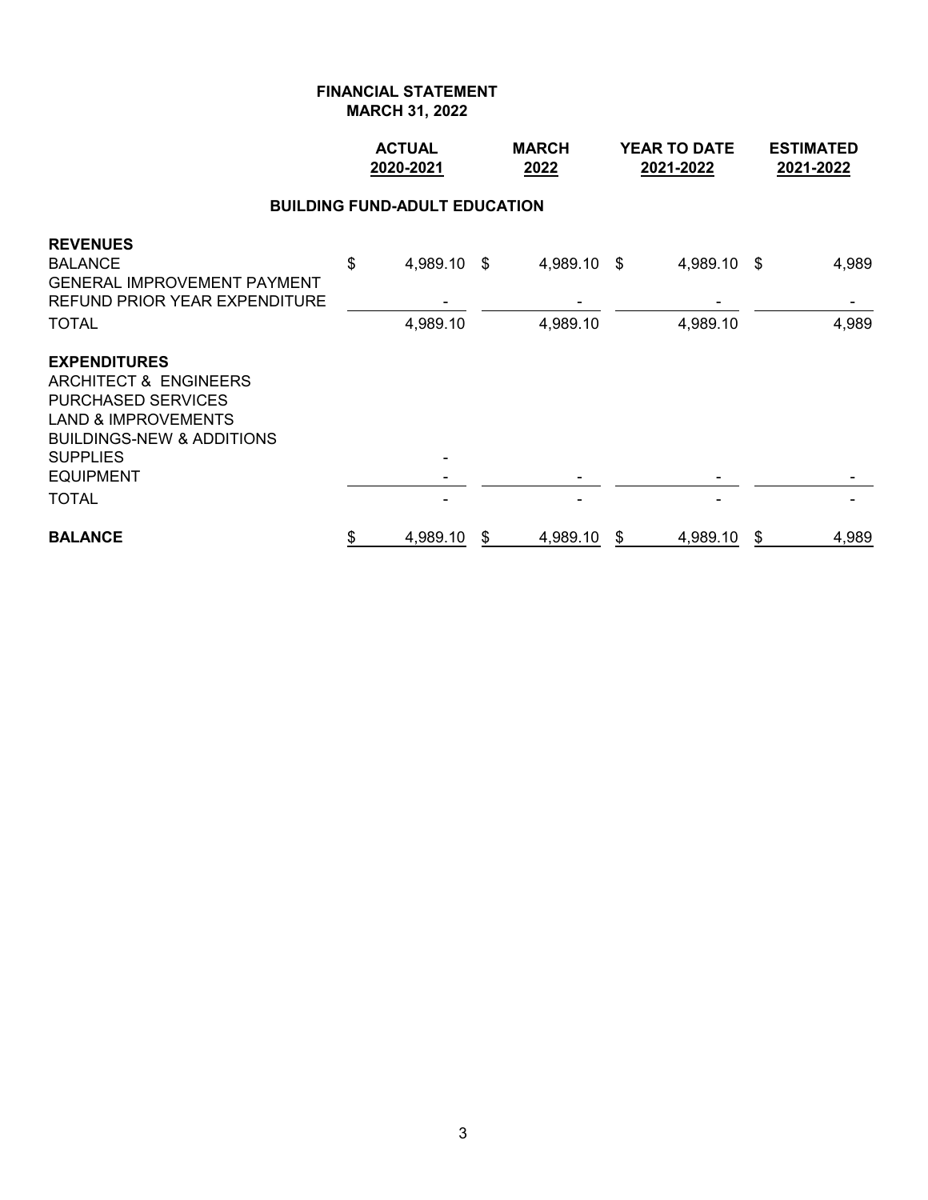**FINANCIAL STATEMENT**
**MARCH 31, 2022**

| | ACTUAL 2020-2021 | MARCH 2022 | YEAR TO DATE 2021-2022 | ESTIMATED 2021-2022 |
|---|---|---|---|---|
| **BUILDING FUND-ADULT EDUCATION** | | | | |
| **REVENUES** | | | | |
| BALANCE | $ 4,989.10 | $ 4,989.10 | $ 4,989.10 | $ 4,989 |
| GENERAL IMPROVEMENT PAYMENT | | | | |
| REFUND PRIOR YEAR EXPENDITURE | - | - | - | - |
| TOTAL | 4,989.10 | 4,989.10 | 4,989.10 | 4,989 |
| **EXPENDITURES** | | | | |
| ARCHITECT & ENGINEERS | | | | |
| PURCHASED SERVICES | | | | |
| LAND & IMPROVEMENTS | | | | |
| BUILDINGS-NEW & ADDITIONS | | | | |
| SUPPLIES | - | | | |
| EQUIPMENT | - | - | - | - |
| TOTAL | - | - | - | - |
| **BALANCE** | $ 4,989.10 | $ 4,989.10 | $ 4,989.10 | $ 4,989 |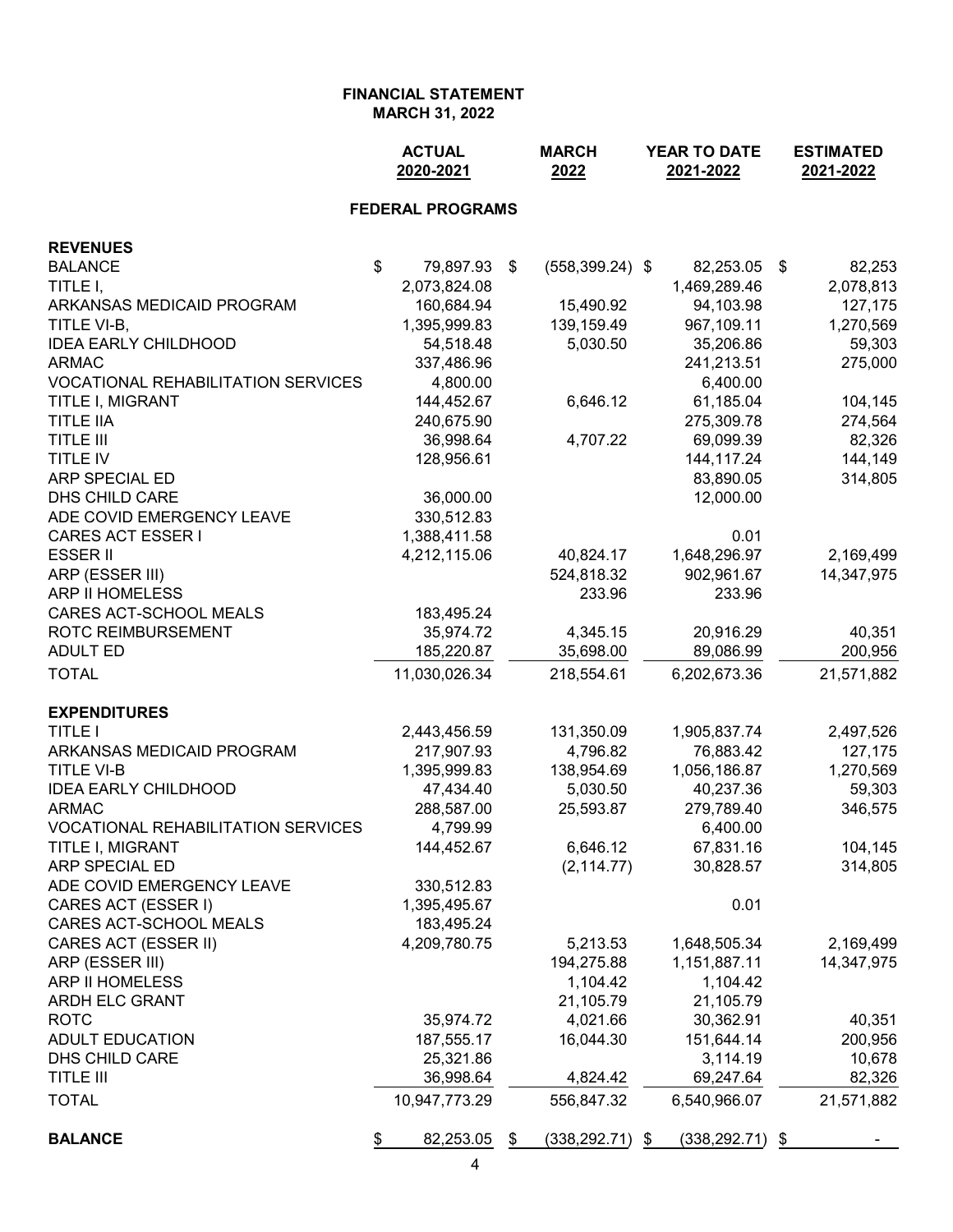# FINANCIAL STATEMENT
## MARCH 31, 2022

| | ACTUAL 2020-2021 | MARCH 2022 | YEAR TO DATE 2021-2022 | ESTIMATED 2021-2022 |
|---|---|---|---|---|
| **FEDERAL PROGRAMS** | | | | |
| **REVENUES** | | | | |
| BALANCE | $ 79,897.93 | $ (558,399.24) | $ 82,253.05 | $ 82,253 |
| TITLE I, | 2,073,824.08 | | 1,469,289.46 | 2,078,813 |
| ARKANSAS MEDICAID PROGRAM | 160,684.94 | 15,490.92 | 94,103.98 | 127,175 |
| TITLE VI-B, | 1,395,999.83 | 139,159.49 | 967,109.11 | 1,270,569 |
| IDEA EARLY CHILDHOOD | 54,518.48 | 5,030.50 | 35,206.86 | 59,303 |
| ARMAC | 337,486.96 | | 241,213.51 | 275,000 |
| VOCATIONAL REHABILITATION SERVICES | 4,800.00 | | 6,400.00 | |
| TITLE I, MIGRANT | 144,452.67 | 6,646.12 | 61,185.04 | 104,145 |
| TITLE IIA | 240,675.90 | | 275,309.78 | 274,564 |
| TITLE III | 36,998.64 | 4,707.22 | 69,099.39 | 82,326 |
| TITLE IV | 128,956.61 | | 144,117.24 | 144,149 |
| ARP SPECIAL ED | | | 83,890.05 | 314,805 |
| DHS CHILD CARE | 36,000.00 | | 12,000.00 | |
| ADE COVID EMERGENCY LEAVE | 330,512.83 | | | |
| CARES ACT ESSER I | 1,388,411.58 | | 0.01 | |
| ESSER II | 4,212,115.06 | 40,824.17 | 1,648,296.97 | 2,169,499 |
| ARP (ESSER III) | | 524,818.32 | 902,961.67 | 14,347,975 |
| ARP II HOMELESS | | 233.96 | 233.96 | |
| CARES ACT-SCHOOL MEALS | 183,495.24 | | | |
| ROTC REIMBURSEMENT | 35,974.72 | 4,345.15 | 20,916.29 | 40,351 |
| ADULT ED | 185,220.87 | 35,698.00 | 89,086.99 | 200,956 |
| TOTAL | 11,030,026.34 | 218,554.61 | 6,202,673.36 | 21,571,882 |
| **EXPENDITURES** | | | | |
| TITLE I | 2,443,456.59 | 131,350.09 | 1,905,837.74 | 2,497,526 |
| ARKANSAS MEDICAID PROGRAM | 217,907.93 | 4,796.82 | 76,883.42 | 127,175 |
| TITLE VI-B | 1,395,999.83 | 138,954.69 | 1,056,186.87 | 1,270,569 |
| IDEA EARLY CHILDHOOD | 47,434.40 | 5,030.50 | 40,237.36 | 59,303 |
| ARMAC | 288,587.00 | 25,593.87 | 279,789.40 | 346,575 |
| VOCATIONAL REHABILITATION SERVICES | 4,799.99 | | 6,400.00 | |
| TITLE I, MIGRANT | 144,452.67 | 6,646.12 | 67,831.16 | 104,145 |
| ARP SPECIAL ED | | (2,114.77) | 30,828.57 | 314,805 |
| ADE COVID EMERGENCY LEAVE | 330,512.83 | | | |
| CARES ACT (ESSER I) | 1,395,495.67 | | 0.01 | |
| CARES ACT-SCHOOL MEALS | 183,495.24 | | | |
| CARES ACT (ESSER II) | 4,209,780.75 | 5,213.53 | 1,648,505.34 | 2,169,499 |
| ARP (ESSER III) | | 194,275.88 | 1,151,887.11 | 14,347,975 |
| ARP II HOMELESS | | 1,104.42 | 1,104.42 | |
| ARDH ELC GRANT | | 21,105.79 | 21,105.79 | |
| ROTC | 35,974.72 | 4,021.66 | 30,362.91 | 40,351 |
| ADULT EDUCATION | 187,555.17 | 16,044.30 | 151,644.14 | 200,956 |
| DHS CHILD CARE | 25,321.86 | | 3,114.19 | 10,678 |
| TITLE III | 36,998.64 | 4,824.42 | 69,247.64 | 82,326 |
| TOTAL | 10,947,773.29 | 556,847.32 | 6,540,966.07 | 21,571,882 |
| **BALANCE** | $ 82,253.05 | $ (338,292.71) | $ (338,292.71) | $ - |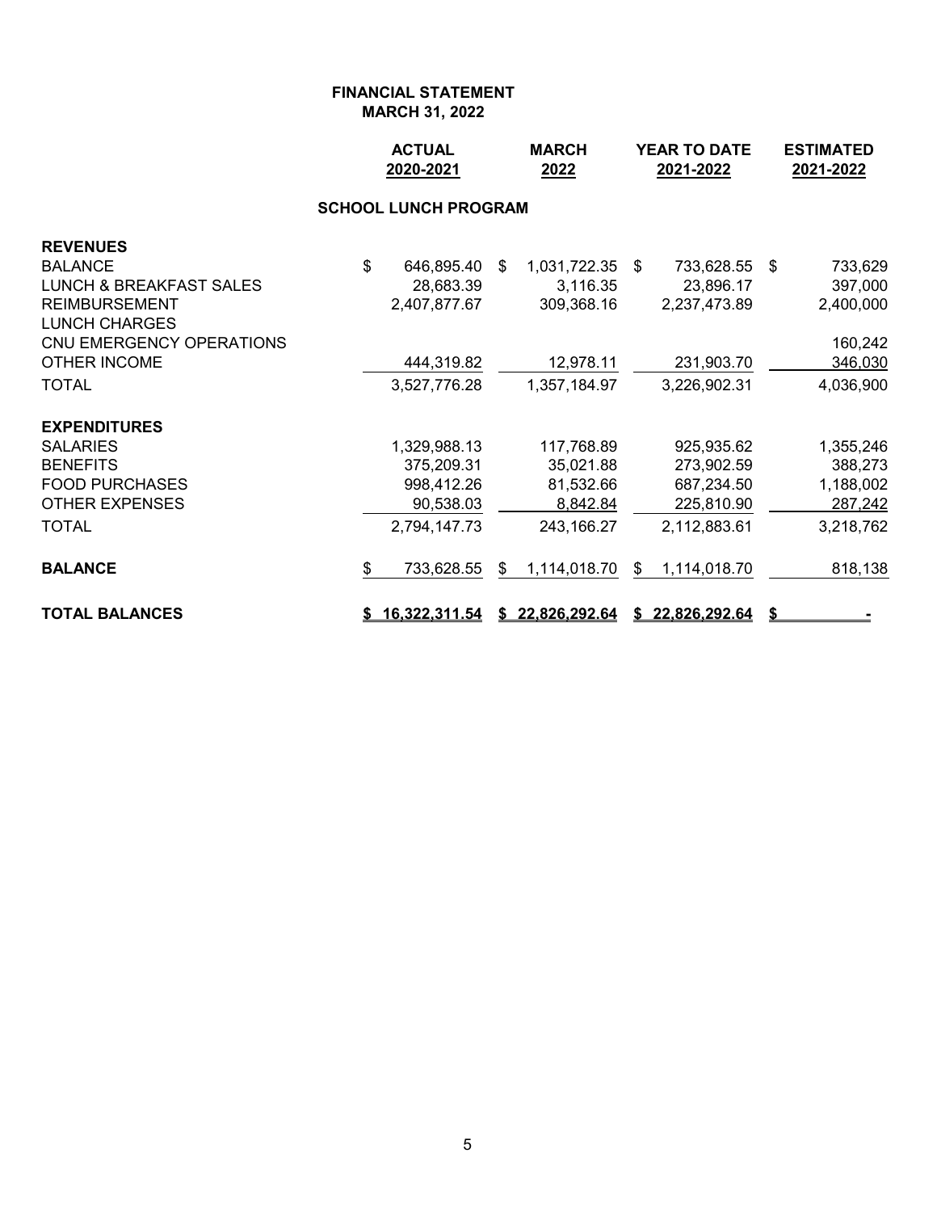# FINANCIAL STATEMENT
## MARCH 31, 2022

| | ACTUAL 2020-2021 | MARCH 2022 | YEAR TO DATE 2021-2022 | ESTIMATED 2021-2022 |
|---|---|---|---|---|
| **SCHOOL LUNCH PROGRAM** | | | | |
| **REVENUES** | | | | |
| BALANCE | $ 646,895.40 | $ 1,031,722.35 | $ 733,628.55 | $ 733,629 |
| LUNCH & BREAKFAST SALES | 28,683.39 | 3,116.35 | 23,896.17 | 397,000 |
| REIMBURSEMENT | 2,407,877.67 | 309,368.16 | 2,237,473.89 | 2,400,000 |
| LUNCH CHARGES | | | | |
| CNU EMERGENCY OPERATIONS | | | | 160,242 |
| OTHER INCOME | 444,319.82 | 12,978.11 | 231,903.70 | 346,030 |
| TOTAL | 3,527,776.28 | 1,357,184.97 | 3,226,902.31 | 4,036,900 |
| **EXPENDITURES** | | | | |
| SALARIES | 1,329,988.13 | 117,768.89 | 925,935.62 | 1,355,246 |
| BENEFITS | 375,209.31 | 35,021.88 | 273,902.59 | 388,273 |
| FOOD PURCHASES | 998,412.26 | 81,532.66 | 687,234.50 | 1,188,002 |
| OTHER EXPENSES | 90,538.03 | 8,842.84 | 225,810.90 | 287,242 |
| TOTAL | 2,794,147.73 | 243,166.27 | 2,112,883.61 | 3,218,762 |
| **BALANCE** | $ 733,628.55 | $ 1,114,018.70 | $ 1,114,018.70 | 818,138 |
| **TOTAL BALANCES** | **$ 16,322,311.54** | **$ 22,826,292.64** | **$ 22,826,292.64** | **$ -** |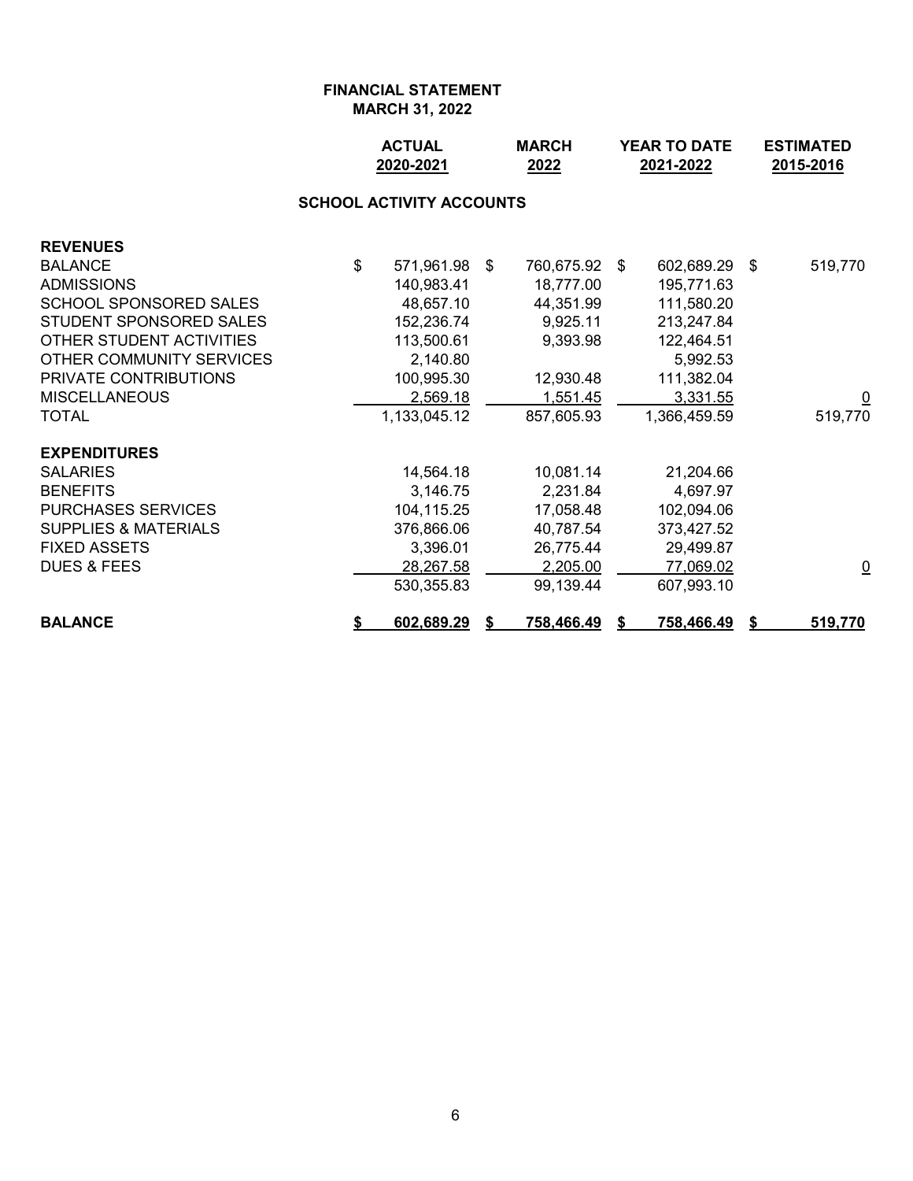**FINANCIAL STATEMENT**
**MARCH 31, 2022**

| | ACTUAL 2020-2021 | MARCH 2022 | YEAR TO DATE 2021-2022 | ESTIMATED 2015-2016 |
|---|---|---|---|---|
| **SCHOOL ACTIVITY ACCOUNTS** | | | | |
| **REVENUES** | | | | |
| BALANCE | $ 571,961.98 | $ 760,675.92 | $ 602,689.29 | $ 519,770 |
| ADMISSIONS | 140,983.41 | 18,777.00 | 195,771.63 | |
| SCHOOL SPONSORED SALES | 48,657.10 | 44,351.99 | 111,580.20 | |
| STUDENT SPONSORED SALES | 152,236.74 | 9,925.11 | 213,247.84 | |
| OTHER STUDENT ACTIVITIES | 113,500.61 | 9,393.98 | 122,464.51 | |
| OTHER COMMUNITY SERVICES | 2,140.80 | | 5,992.53 | |
| PRIVATE CONTRIBUTIONS | 100,995.30 | 12,930.48 | 111,382.04 | |
| MISCELLANEOUS | 2,569.18 | 1,551.45 | 3,331.55 | 0 |
| TOTAL | 1,133,045.12 | 857,605.93 | 1,366,459.59 | 519,770 |
| **EXPENDITURES** | | | | |
| SALARIES | 14,564.18 | 10,081.14 | 21,204.66 | |
| BENEFITS | 3,146.75 | 2,231.84 | 4,697.97 | |
| PURCHASES SERVICES | 104,115.25 | 17,058.48 | 102,094.06 | |
| SUPPLIES & MATERIALS | 376,866.06 | 40,787.54 | 373,427.52 | |
| FIXED ASSETS | 3,396.01 | 26,775.44 | 29,499.87 | |
| DUES & FEES | 28,267.58 | 2,205.00 | 77,069.02 | 0 |
| | 530,355.83 | 99,139.44 | 607,993.10 | |
| **BALANCE** | **$ 602,689.29** | **$ 758,466.49** | **$ 758,466.49** | **$ 519,770** |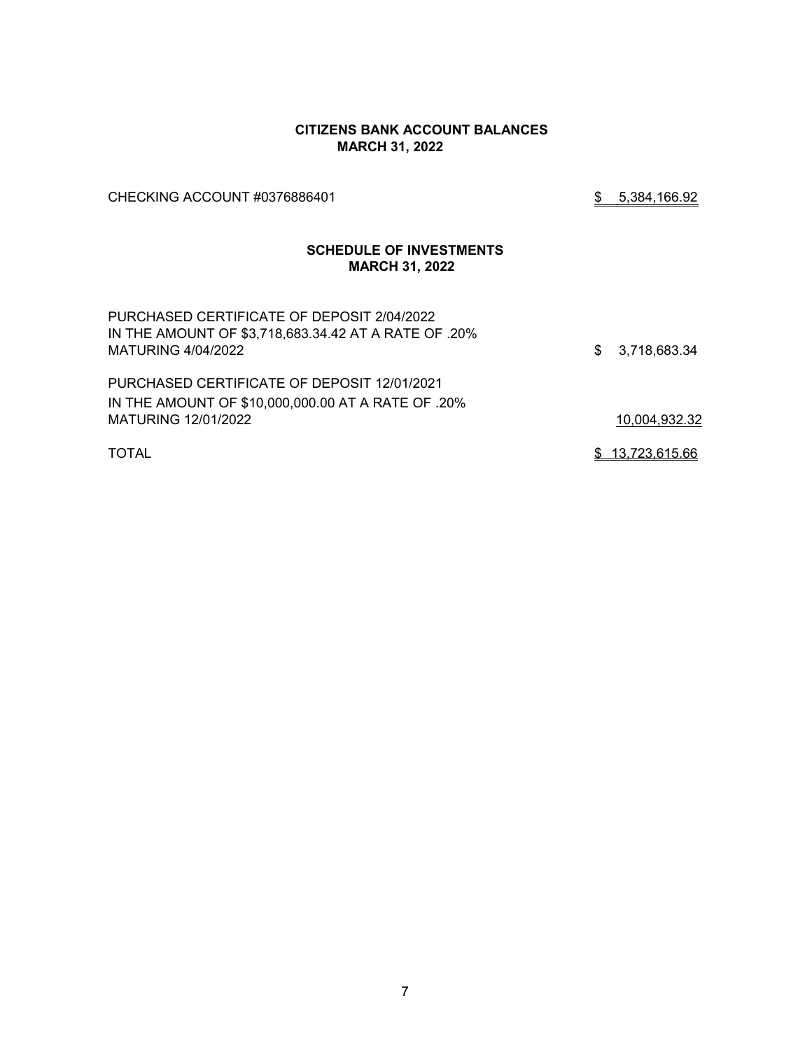**CITIZENS BANK ACCOUNT BALANCES**
**MARCH 31, 2022**

| | |
|---|---|
| CHECKING ACCOUNT #0376886401 | $ 5,384,166.92 |

**SCHEDULE OF INVESTMENTS**
**MARCH 31, 2022**

| | |
|---|---|
| PURCHASED CERTIFICATE OF DEPOSIT 2/04/2022<br>IN THE AMOUNT OF $3,718,683.34.42 AT A RATE OF .20%<br>MATURING 4/04/2022 | $ 3,718,683.34 |
| PURCHASED CERTIFICATE OF DEPOSIT 12/01/2021<br>IN THE AMOUNT OF $10,000,000.00 AT A RATE OF .20%<br>MATURING 12/01/2022 | 10,004,932.32 |
| TOTAL | $ 13,723,615.66 |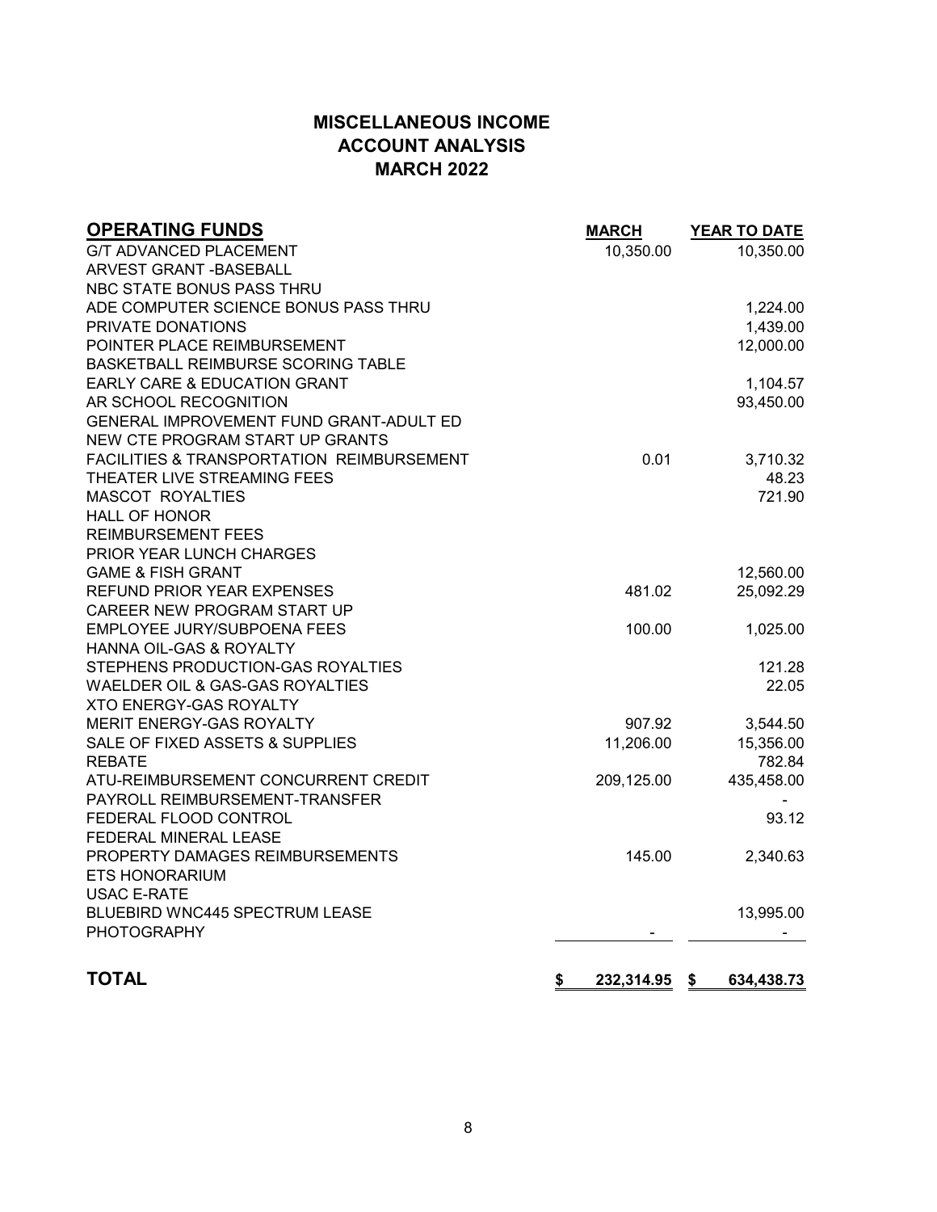# MISCELLANEOUS INCOME
## ACCOUNT ANALYSIS
## MARCH 2022

| OPERATING FUNDS | MARCH | YEAR TO DATE |
|---|---|---|
| G/T ADVANCED PLACEMENT | 10,350.00 | 10,350.00 |
| ARVEST GRANT -BASEBALL | | |
| NBC STATE BONUS PASS THRU | | |
| ADE COMPUTER SCIENCE BONUS PASS THRU | | 1,224.00 |
| PRIVATE DONATIONS | | 1,439.00 |
| POINTER PLACE REIMBURSEMENT | | 12,000.00 |
| BASKETBALL REIMBURSE SCORING TABLE | | |
| EARLY CARE & EDUCATION GRANT | | 1,104.57 |
| AR SCHOOL RECOGNITION | | 93,450.00 |
| GENERAL IMPROVEMENT FUND GRANT-ADULT ED | | |
| NEW CTE PROGRAM START UP GRANTS | | |
| FACILITIES & TRANSPORTATION REIMBURSEMENT | 0.01 | 3,710.32 |
| THEATER LIVE STREAMING FEES | | 48.23 |
| MASCOT ROYALTIES | | 721.90 |
| HALL OF HONOR | | |
| REIMBURSEMENT FEES | | |
| PRIOR YEAR LUNCH CHARGES | | |
| GAME & FISH GRANT | | 12,560.00 |
| REFUND PRIOR YEAR EXPENSES | 481.02 | 25,092.29 |
| CAREER NEW PROGRAM START UP | | |
| EMPLOYEE JURY/SUBPOENA FEES | 100.00 | 1,025.00 |
| HANNA OIL-GAS & ROYALTY | | |
| STEPHENS PRODUCTION-GAS ROYALTIES | | 121.28 |
| WAELDER OIL & GAS-GAS ROYALTIES | | 22.05 |
| XTO ENERGY-GAS ROYALTY | | |
| MERIT ENERGY-GAS ROYALTY | 907.92 | 3,544.50 |
| SALE OF FIXED ASSETS & SUPPLIES | 11,206.00 | 15,356.00 |
| REBATE | | 782.84 |
| ATU-REIMBURSEMENT CONCURRENT CREDIT | 209,125.00 | 435,458.00 |
| PAYROLL REIMBURSEMENT-TRANSFER | | - |
| FEDERAL FLOOD CONTROL | | 93.12 |
| FEDERAL MINERAL LEASE | | |
| PROPERTY DAMAGES REIMBURSEMENTS | 145.00 | 2,340.63 |
| ETS HONORARIUM | | |
| USAC E-RATE | | |
| BLUEBIRD WNC445 SPECTRUM LEASE | | 13,995.00 |
| PHOTOGRAPHY | - | - |
| **TOTAL** | **$ 232,314.95** | **$ 634,438.73** |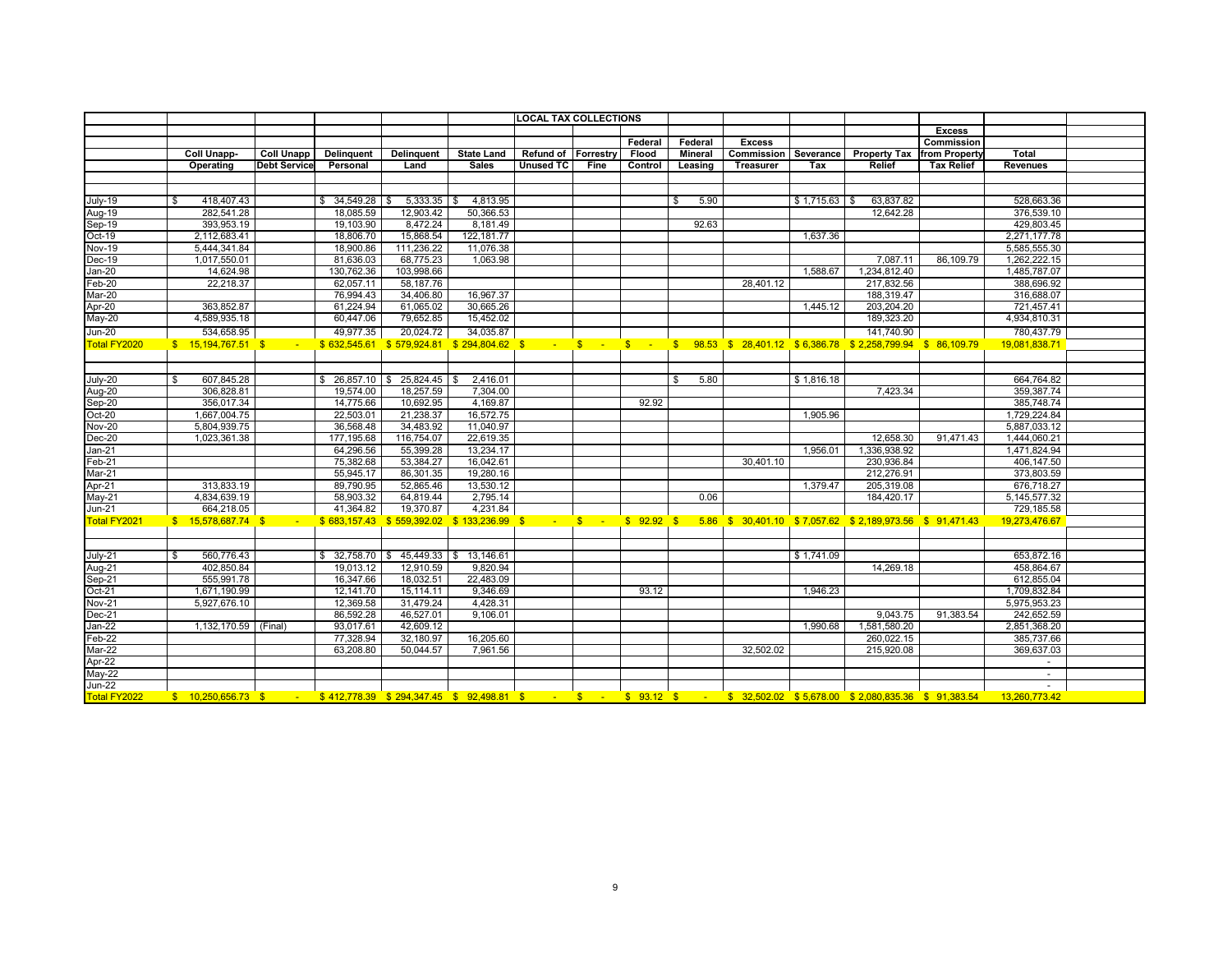| | LOCAL TAX COLLECTIONS | | | | | | | | | | | | | |
|---|---|---|---|---|---|---|---|---|---|---|---|---|---|---|
| | Coll Unapp- Operating | Coll Unapp Debt Service | Delinquent Personal | Delinquent Land | State Land Sales | Refund of Unused TC | Forrestry Fine | Federal Flood Control | Federal Mineral Leasing | Excess Commission Treasurer | Severance Tax | Property Tax Relief | Excess Commission from Property Tax Relief | Total Revenues |
| July-19 | $ 418,407.43 | | $ 34,549.28 | $ 5,333.35 | $ 4,813.95 | | | | $ 5.90 | | $ 1,715.63 | $ 63,837.82 | | 528,663.36 |
| Aug-19 | 282,541.28 | | 18,085.59 | 12,903.42 | 50,366.53 | | | | | | | 12,642.28 | | 376,539.10 |
| Sep-19 | 393,953.19 | | 19,103.90 | 8,472.24 | 8,181.49 | | | | 92.63 | | | | | 429,803.45 |
| Oct-19 | 2,112,683.41 | | 18,806.70 | 15,868.54 | 122,181.77 | | | | | | 1,637.36 | | | 2,271,177.78 |
| Nov-19 | 5,444,341.84 | | 18,900.86 | 111,236.22 | 11,076.38 | | | | | | | | | 5,585,555.30 |
| Dec-19 | 1,017,550.01 | | 81,636.03 | 68,775.23 | 1,063.98 | | | | | | | 7,087.11 | 86,109.79 | 1,262,222.15 |
| Jan-20 | 14,624.98 | | 130,762.36 | 103,998.66 | | | | | | | 1,588.67 | 1,234,812.40 | | 1,485,787.07 |
| Feb-20 | 22,218.37 | | 62,057.11 | 58,187.76 | | | | | | 28,401.12 | | 217,832.56 | | 388,696.92 |
| Mar-20 | | | 76,994.43 | 34,406.80 | 16,967.37 | | | | | | | 188,319.47 | | 316,688.07 |
| Apr-20 | 363,852.87 | | 61,224.94 | 61,065.02 | 30,665.26 | | | | | | 1,445.12 | 203,204.20 | | 721,457.41 |
| May-20 | 4,589,935.18 | | 60,447.06 | 79,652.85 | 15,452.02 | | | | | | | 189,323.20 | | 4,934,810.31 |
| Jun-20 | 534,658.95 | | 49,977.35 | 20,024.72 | 34,035.87 | | | | | | | 141,740.90 | | 780,437.79 |
| Total FY2020 | $ 15,194,767.51 | $ - | $ 632,545.61 | $ 579,924.81 | $ 294,804.62 | $ - | $ - | $ - | $ 98.53 | $ 28,401.12 | $ 6,386.78 | $ 2,258,799.94 | $ 86,109.79 | 19,081,838.71 |
| | | | | | | | | | | | | | | |
| July-20 | $ 607,845.28 | | $ 26,857.10 | $ 25,824.45 | $ 2,416.01 | | | | $ 5.80 | | $ 1,816.18 | | | 664,764.82 |
| Aug-20 | 306,828.81 | | 19,574.00 | 18,257.59 | 7,304.00 | | | | | | | 7,423.34 | | 359,387.74 |
| Sep-20 | 356,017.34 | | 14,775.66 | 10,692.95 | 4,169.87 | | | 92.92 | | | | | | 385,748.74 |
| Oct-20 | 1,667,004.75 | | 22,503.01 | 21,238.37 | 16,572.75 | | | | | | 1,905.96 | | | 1,729,224.84 |
| Nov-20 | 5,804,939.75 | | 36,568.48 | 34,483.92 | 11,040.97 | | | | | | | | | 5,887,033.12 |
| Dec-20 | 1,023,361.38 | | 177,195.68 | 116,754.07 | 22,619.35 | | | | | | | 12,658.30 | 91,471.43 | 1,444,060.21 |
| Jan-21 | | | 64,296.56 | 55,399.28 | 13,234.17 | | | | | | 1,956.01 | 1,336,938.92 | | 1,471,824.94 |
| Feb-21 | | | 75,382.68 | 53,384.27 | 16,042.61 | | | | | 30,401.10 | | 230,936.84 | | 406,147.50 |
| Mar-21 | | | 55,945.17 | 86,301.35 | 19,280.16 | | | | | | | 212,276.91 | | 373,803.59 |
| Apr-21 | 313,833.19 | | 89,790.95 | 52,865.46 | 13,530.12 | | | | | | 1,379.47 | 205,319.08 | | 676,718.27 |
| May-21 | 4,834,639.19 | | 58,903.32 | 64,819.44 | 2,795.14 | | | | 0.06 | | | 184,420.17 | | 5,145,577.32 |
| Jun-21 | 664,218.05 | | 41,364.82 | 19,370.87 | 4,231.84 | | | | | | | | | 729,185.58 |
| Total FY2021 | $ 15,578,687.74 | $ - | $ 683,157.43 | $ 559,392.02 | $ 133,236.99 | $ - | $ - | $ 92.92 | $ 5.86 | $ 30,401.10 | $ 7,057.62 | $ 2,189,973.56 | $ 91,471.43 | 19,273,476.67 |
| | | | | | | | | | | | | | | |
| July-21 | $ 560,776.43 | | $ 32,758.70 | $ 45,449.33 | $ 13,146.61 | | | | | | $ 1,741.09 | | | 653,872.16 |
| Aug-21 | 402,850.84 | | 19,013.12 | 12,910.59 | 9,820.94 | | | | | | | 14,269.18 | | 458,864.67 |
| Sep-21 | 555,991.78 | | 16,347.66 | 18,032.51 | 22,483.09 | | | | | | | | | 612,855.04 |
| Oct-21 | 1,671,190.99 | | 12,141.70 | 15,114.11 | 9,346.69 | | | 93.12 | | | 1,946.23 | | | 1,709,832.84 |
| Nov-21 | 5,927,676.10 | | 12,369.58 | 31,479.24 | 4,428.31 | | | | | | | | | 5,975,953.23 |
| Dec-21 | | | 86,592.28 | 46,527.01 | 9,106.01 | | | | | | | 9,043.75 | 91,383.54 | 242,652.59 |
| Jan-22 | 1,132,170.59 | (Final) | 93,017.61 | 42,609.12 | | | | | | | 1,990.68 | 1,581,580.20 | | 2,851,368.20 |
| Feb-22 | | | 77,328.94 | 32,180.97 | 16,205.60 | | | | | | | 260,022.15 | | 385,737.66 |
| Mar-22 | | | 63,208.80 | 50,044.57 | 7,961.56 | | | | | 32,502.02 | | 215,920.08 | | 369,637.03 |
| Apr-22 | | | | | | | | | | | | | | - |
| May-22 | | | | | | | | | | | | | | - |
| Jun-22 | | | | | | | | | | | | | | - |
| Total FY2022 | $ 10,250,656.73 | $ - | $ 412,778.39 | $ 294,347.45 | $ 92,498.81 | $ - | $ - | $ 93.12 | $ - | $ 32,502.02 | $ 5,678.00 | $ 2,080,835.36 | $ 91,383.54 | 13,260,773.42 |